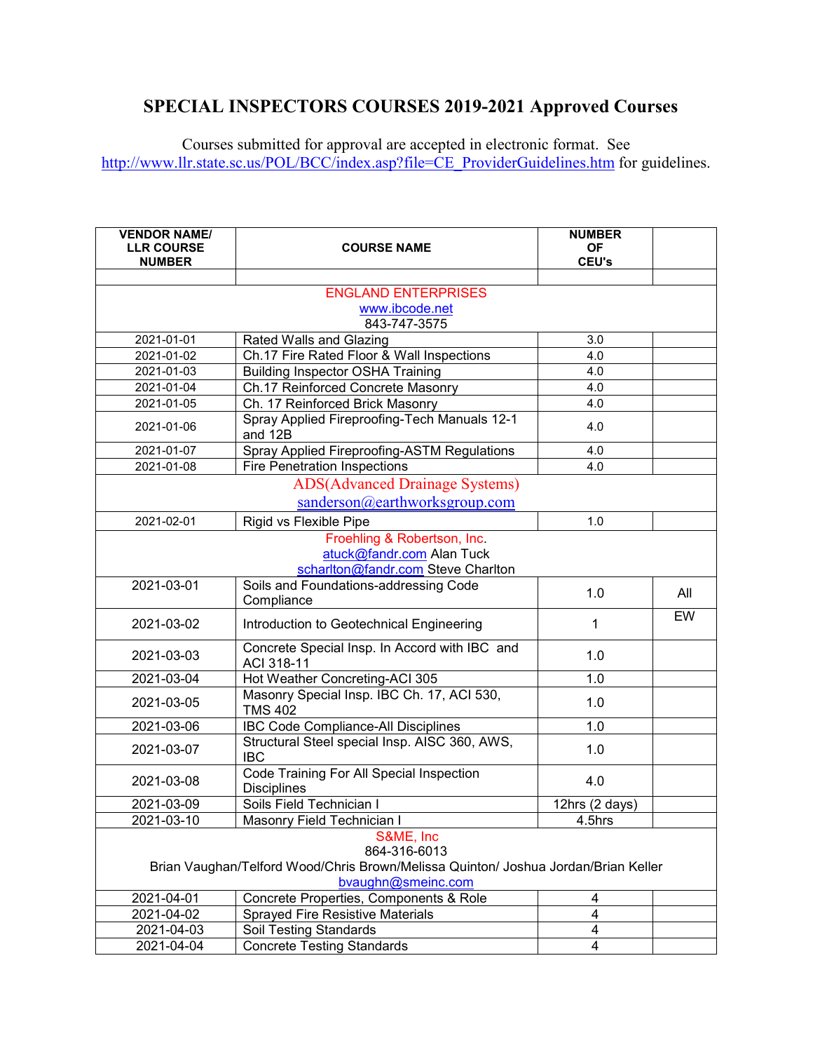# SPECIAL INSPECTORS COURSES 2019-2021 Approved Courses

Courses submitted for approval are accepted in electronic format. See http://www.llr.state.sc.us/POL/BCC/index.asp?file=CE_ProviderGuidelines.htm for guidelines.

| VENDOR NAME/ LLR COURSE NUMBER | COURSE NAME | NUMBER OF CEU's | |
|---|---|---|---|
| | | | |
| ENGLAND ENTERPRISES www.ibcode.net 843-747-3575 | | | |
| 2021-01-01 | Rated Walls and Glazing | 3.0 | |
| 2021-01-02 | Ch.17 Fire Rated Floor & Wall Inspections | 4.0 | |
| 2021-01-03 | Building Inspector OSHA Training | 4.0 | |
| 2021-01-04 | Ch.17 Reinforced Concrete Masonry | 4.0 | |
| 2021-01-05 | Ch. 17 Reinforced Brick Masonry | 4.0 | |
| 2021-01-06 | Spray Applied Fireproofing-Tech Manuals 12-1 and 12B | 4.0 | |
| 2021-01-07 | Spray Applied Fireproofing-ASTM Regulations | 4.0 | |
| 2021-01-08 | Fire Penetration Inspections | 4.0 | |
| ADS(Advanced Drainage Systems) sanderson@earthworksgroup.com | | | |
| 2021-02-01 | Rigid vs Flexible Pipe | 1.0 | |
| Froehling & Robertson, Inc. atuck@fandr.com Alan Tuck scharlton@fandr.com Steve Charlton | | | |
| 2021-03-01 | Soils and Foundations-addressing Code Compliance | 1.0 | All |
| 2021-03-02 | Introduction to Geotechnical Engineering | 1 | EW |
| 2021-03-03 | Concrete Special Insp. In Accord with IBC and ACI 318-11 | 1.0 | |
| 2021-03-04 | Hot Weather Concreting-ACI 305 | 1.0 | |
| 2021-03-05 | Masonry Special Insp. IBC Ch. 17, ACI 530, TMS 402 | 1.0 | |
| 2021-03-06 | IBC Code Compliance-All Disciplines | 1.0 | |
| 2021-03-07 | Structural Steel special Insp. AISC 360, AWS, IBC | 1.0 | |
| 2021-03-08 | Code Training For All Special Inspection Disciplines | 4.0 | |
| 2021-03-09 | Soils Field Technician I | 12hrs (2 days) | |
| 2021-03-10 | Masonry Field Technician I | 4.5hrs | |
| S&ME, Inc 864-316-6013 Brian Vaughan/Telford Wood/Chris Brown/Melissa Quinton/ Joshua Jordan/Brian Keller bvaughn@smeinc.com | | | |
| 2021-04-01 | Concrete Properties, Components & Role | 4 | |
| 2021-04-02 | Sprayed Fire Resistive Materials | 4 | |
| 2021-04-03 | Soil Testing Standards | 4 | |
| 2021-04-04 | Concrete Testing Standards | 4 | |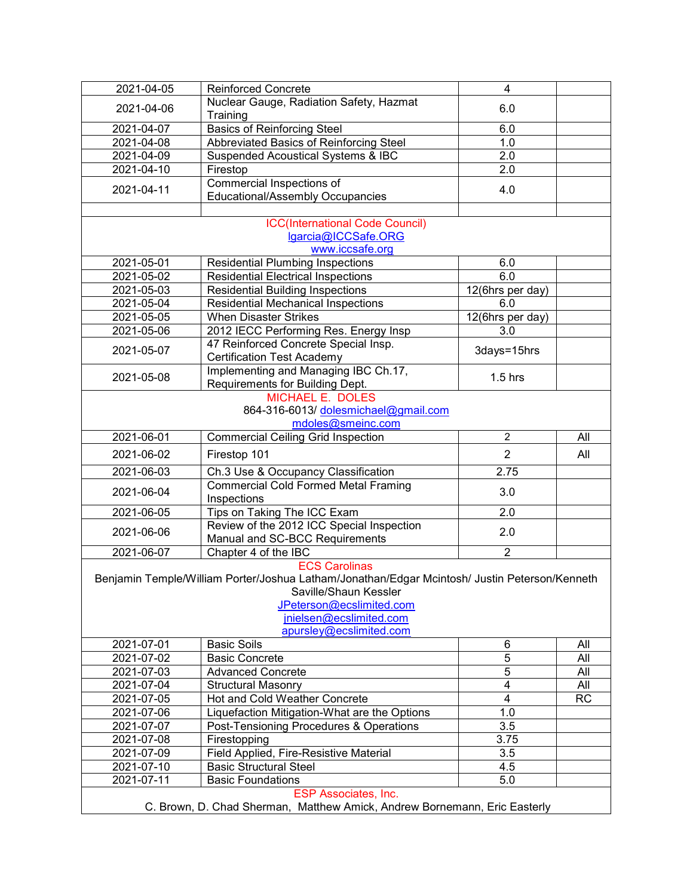| | | | |
|---|---|---|---|
| 2021-04-05 | Reinforced Concrete | 4 | |
| 2021-04-06 | Nuclear Gauge, Radiation Safety, Hazmat Training | 6.0 | |
| 2021-04-07 | Basics of Reinforcing Steel | 6.0 | |
| 2021-04-08 | Abbreviated Basics of Reinforcing Steel | 1.0 | |
| 2021-04-09 | Suspended Acoustical Systems & IBC | 2.0 | |
| 2021-04-10 | Firestop | 2.0 | |
| 2021-04-11 | Commercial Inspections of Educational/Assembly Occupancies | 4.0 | |
| | | | |
| ICC(International Code Council)<br>lgarcia@ICCSafe.ORG<br>www.iccsafe.org | | | |
| 2021-05-01 | Residential Plumbing Inspections | 6.0 | |
| 2021-05-02 | Residential Electrical Inspections | 6.0 | |
| 2021-05-03 | Residential Building Inspections | 12(6hrs per day) | |
| 2021-05-04 | Residential Mechanical Inspections | 6.0 | |
| 2021-05-05 | When Disaster Strikes | 12(6hrs per day) | |
| 2021-05-06 | 2012 IECC Performing Res. Energy Insp | 3.0 | |
| 2021-05-07 | 47 Reinforced Concrete Special Insp. Certification Test Academy | 3days=15hrs | |
| 2021-05-08 | Implementing and Managing IBC Ch.17, Requirements for Building Dept. | 1.5 hrs | |
| MICHAEL E. DOLES<br>864-316-6013/ dolesmichael@gmail.com<br>mdoles@smeinc.com | | | |
| 2021-06-01 | Commercial Ceiling Grid Inspection | 2 | All |
| 2021-06-02 | Firestop 101 | 2 | All |
| 2021-06-03 | Ch.3 Use & Occupancy Classification | 2.75 | |
| 2021-06-04 | Commercial Cold Formed Metal Framing Inspections | 3.0 | |
| 2021-06-05 | Tips on Taking The ICC Exam | 2.0 | |
| 2021-06-06 | Review of the 2012 ICC Special Inspection Manual and SC-BCC Requirements | 2.0 | |
| 2021-06-07 | Chapter 4 of the IBC | 2 | |
| ECS Carolinas<br>Benjamin Temple/William Porter/Joshua Latham/Jonathan/Edgar Mcintosh/ Justin Peterson/Kenneth Saville/Shaun Kessler<br>JPeterson@ecslimited.com<br>jnielsen@ecslimited.com<br>apursley@ecslimited.com | | | |
| 2021-07-01 | Basic Soils | 6 | All |
| 2021-07-02 | Basic Concrete | 5 | All |
| 2021-07-03 | Advanced Concrete | 5 | All |
| 2021-07-04 | Structural Masonry | 4 | All |
| 2021-07-05 | Hot and Cold Weather Concrete | 4 | RC |
| 2021-07-06 | Liquefaction Mitigation-What are the Options | 1.0 | |
| 2021-07-07 | Post-Tensioning Procedures & Operations | 3.5 | |
| 2021-07-08 | Firestopping | 3.75 | |
| 2021-07-09 | Field Applied, Fire-Resistive Material | 3.5 | |
| 2021-07-10 | Basic Structural Steel | 4.5 | |
| 2021-07-11 | Basic Foundations | 5.0 | |
| ESP Associates, Inc.<br>C. Brown, D. Chad Sherman, Matthew Amick, Andrew Bornemann, Eric Easterly | | | |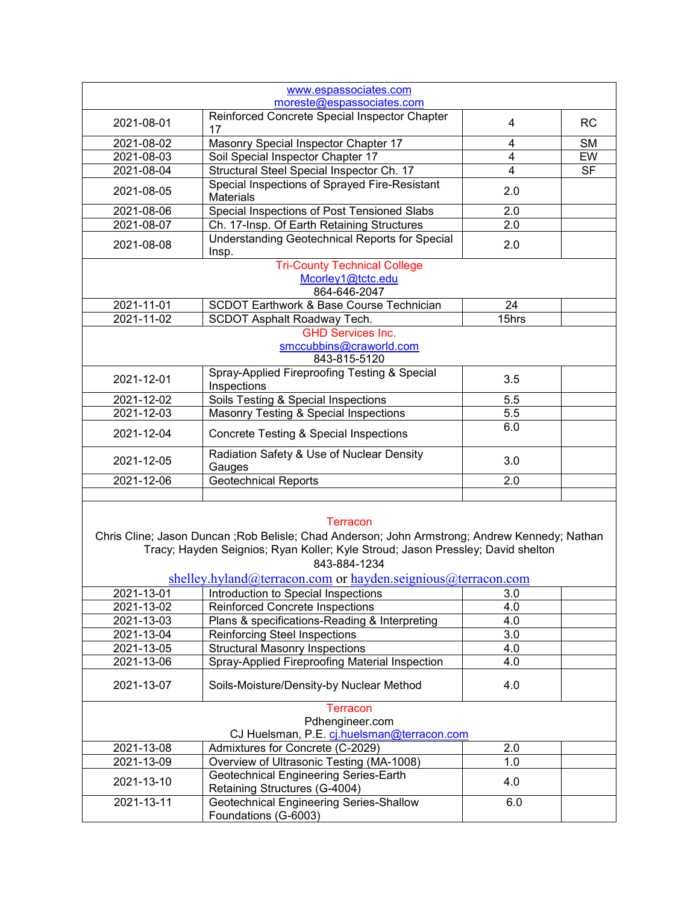| | | | |
|---|---|---|---|
| www.espassociates.com<br>moreste@espassociates.com | | | |
| 2021-08-01 | Reinforced Concrete Special Inspector Chapter 17 | 4 | RC |
| 2021-08-02 | Masonry Special Inspector Chapter 17 | 4 | SM |
| 2021-08-03 | Soil Special Inspector Chapter 17 | 4 | EW |
| 2021-08-04 | Structural Steel Special Inspector Ch. 17 | 4 | SF |
| 2021-08-05 | Special Inspections of Sprayed Fire-Resistant Materials | 2.0 | |
| 2021-08-06 | Special Inspections of Post Tensioned Slabs | 2.0 | |
| 2021-08-07 | Ch. 17-Insp. Of Earth Retaining Structures | 2.0 | |
| 2021-08-08 | Understanding Geotechnical Reports for Special Insp. | 2.0 | |
| Tri-County Technical College<br>Mcorley1@tctc.edu<br>864-646-2047 | | | |
| 2021-11-01 | SCDOT Earthwork & Base Course Technician | 24 | |
| 2021-11-02 | SCDOT Asphalt Roadway Tech. | 15hrs | |
| GHD Services Inc.<br>smccubbins@craworld.com<br>843-815-5120 | | | |
| 2021-12-01 | Spray-Applied Fireproofing Testing & Special Inspections | 3.5 | |
| 2021-12-02 | Soils Testing & Special Inspections | 5.5 | |
| 2021-12-03 | Masonry Testing & Special Inspections | 5.5 | |
| 2021-12-04 | Concrete Testing & Special Inspections | 6.0 | |
| 2021-12-05 | Radiation Safety & Use of Nuclear Density Gauges | 3.0 | |
| 2021-12-06 | Geotechnical Reports | 2.0 | |
| | | | |
| Terracon<br>Chris Cline; Jason Duncan ;Rob Belisle; Chad Anderson; John Armstrong; Andrew Kennedy; Nathan Tracy; Hayden Seignios; Ryan Koller; Kyle Stroud; Jason Pressley; David shelton<br>843-884-1234<br>shelley.hyland@terracon.com or hayden.seignious@terracon.com | | | |
| 2021-13-01 | Introduction to Special Inspections | 3.0 | |
| 2021-13-02 | Reinforced Concrete Inspections | 4.0 | |
| 2021-13-03 | Plans & specifications-Reading & Interpreting | 4.0 | |
| 2021-13-04 | Reinforcing Steel Inspections | 3.0 | |
| 2021-13-05 | Structural Masonry Inspections | 4.0 | |
| 2021-13-06 | Spray-Applied Fireproofing Material Inspection | 4.0 | |
| 2021-13-07 | Soils-Moisture/Density-by Nuclear Method | 4.0 | |
| Terracon<br>Pdhengineer.com<br>CJ Huelsman, P.E. cj.huelsman@terracon.com | | | |
| 2021-13-08 | Admixtures for Concrete (C-2029) | 2.0 | |
| 2021-13-09 | Overview of Ultrasonic Testing (MA-1008) | 1.0 | |
| 2021-13-10 | Geotechnical Engineering Series-Earth Retaining Structures (G-4004) | 4.0 | |
| 2021-13-11 | Geotechnical Engineering Series-Shallow Foundations (G-6003) | 6.0 | |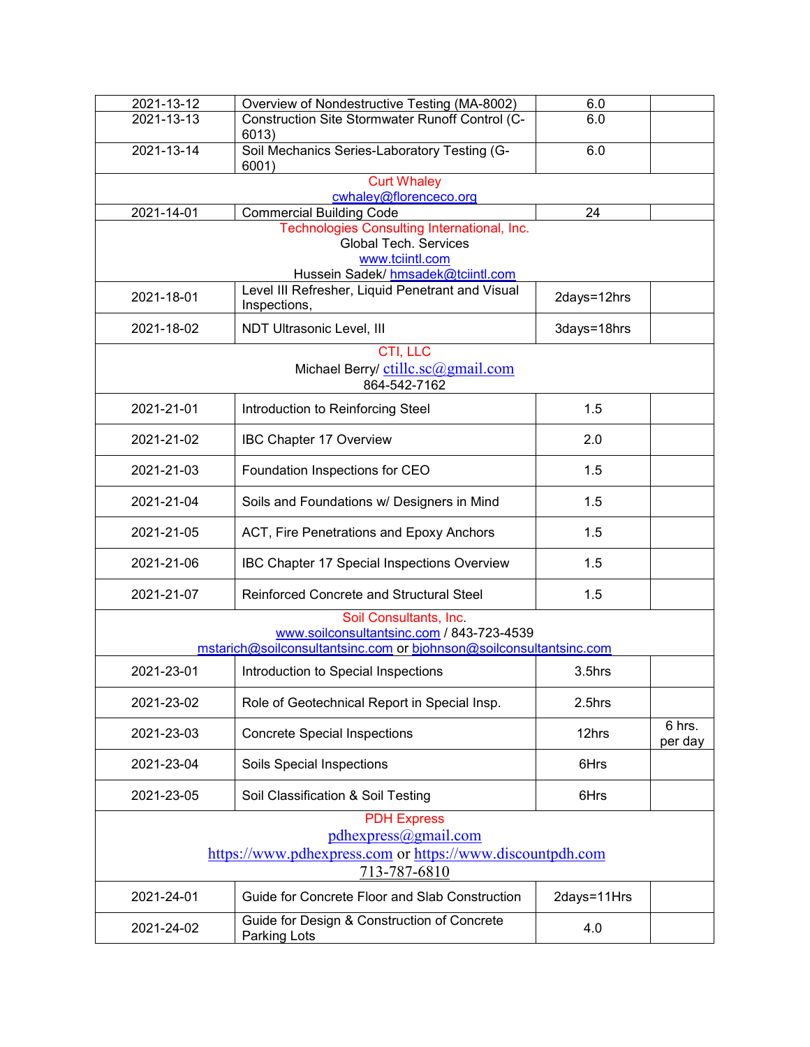| | | | |
|---|---|---|---|
| 2021-13-12 | Overview of Nondestructive Testing (MA-8002) | 6.0 | |
| 2021-13-13 | Construction Site Stormwater Runoff Control (C-6013) | 6.0 | |
| 2021-13-14 | Soil Mechanics Series-Laboratory Testing (G-6001) | 6.0 | |
| Curt Whaley<br>cwhaley@florenceco.org | | | |
| 2021-14-01 | Commercial Building Code | 24 | |
| Technologies Consulting International, Inc.<br>Global Tech. Services<br>www.tciintl.com<br>Hussein Sadek/ hmsadek@tciintl.com | | | |
| 2021-18-01 | Level III Refresher, Liquid Penetrant and Visual Inspections, | 2days=12hrs | |
| 2021-18-02 | NDT Ultrasonic Level, III | 3days=18hrs | |
| CTI, LLC<br>Michael Berry/ ctillc.sc@gmail.com<br>864-542-7162 | | | |
| 2021-21-01 | Introduction to Reinforcing Steel | 1.5 | |
| 2021-21-02 | IBC Chapter 17 Overview | 2.0 | |
| 2021-21-03 | Foundation Inspections for CEO | 1.5 | |
| 2021-21-04 | Soils and Foundations w/ Designers in Mind | 1.5 | |
| 2021-21-05 | ACT, Fire Penetrations and Epoxy Anchors | 1.5 | |
| 2021-21-06 | IBC Chapter 17 Special Inspections Overview | 1.5 | |
| 2021-21-07 | Reinforced Concrete and Structural Steel | 1.5 | |
| Soil Consultants, Inc.<br>www.soilconsultantsinc.com / 843-723-4539<br>mstarich@soilconsultantsinc.com or bjohnson@soilconsultantsinc.com | | | |
| 2021-23-01 | Introduction to Special Inspections | 3.5hrs | |
| 2021-23-02 | Role of Geotechnical Report in Special Insp. | 2.5hrs | |
| 2021-23-03 | Concrete Special Inspections | 12hrs | 6 hrs. per day |
| 2021-23-04 | Soils Special Inspections | 6Hrs | |
| 2021-23-05 | Soil Classification & Soil Testing | 6Hrs | |
| PDH Express<br>pdhexpress@gmail.com<br>https://www.pdhexpress.com or https://www.discountpdh.com<br>713-787-6810 | | | |
| 2021-24-01 | Guide for Concrete Floor and Slab Construction | 2days=11Hrs | |
| 2021-24-02 | Guide for Design & Construction of Concrete Parking Lots | 4.0 | |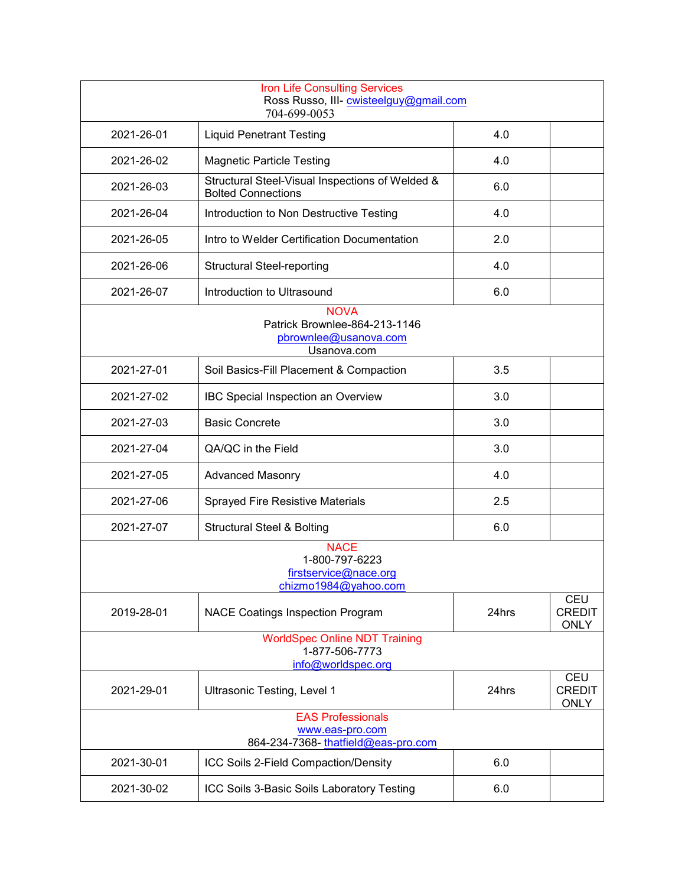| Iron Life Consulting Services<br>Ross Russo, III- cwisteelguy@gmail.com<br>704-699-0053 | | | |
|---|---|---|---|
| 2021-26-01 | Liquid Penetrant Testing | 4.0 | |
| 2021-26-02 | Magnetic Particle Testing | 4.0 | |
| 2021-26-03 | Structural Steel-Visual Inspections of Welded & Bolted Connections | 6.0 | |
| 2021-26-04 | Introduction to Non Destructive Testing | 4.0 | |
| 2021-26-05 | Intro to Welder Certification Documentation | 2.0 | |
| 2021-26-06 | Structural Steel-reporting | 4.0 | |
| 2021-26-07 | Introduction to Ultrasound | 6.0 | |
| NOVA<br>Patrick Brownlee-864-213-1146<br>pbrownlee@usanova.com<br>Usanova.com | | | |
| 2021-27-01 | Soil Basics-Fill Placement & Compaction | 3.5 | |
| 2021-27-02 | IBC Special Inspection an Overview | 3.0 | |
| 2021-27-03 | Basic Concrete | 3.0 | |
| 2021-27-04 | QA/QC in the Field | 3.0 | |
| 2021-27-05 | Advanced Masonry | 4.0 | |
| 2021-27-06 | Sprayed Fire Resistive Materials | 2.5 | |
| 2021-27-07 | Structural Steel & Bolting | 6.0 | |
| NACE<br>1-800-797-6223<br>firstservice@nace.org<br>chizmo1984@yahoo.com | | | |
| 2019-28-01 | NACE Coatings Inspection Program | 24hrs | CEU CREDIT ONLY |
| WorldSpec Online NDT Training<br>1-877-506-7773<br>info@worldspec.org | | | |
| 2021-29-01 | Ultrasonic Testing, Level 1 | 24hrs | CEU CREDIT ONLY |
| EAS Professionals<br>www.eas-pro.com<br>864-234-7368- thatfield@eas-pro.com | | | |
| 2021-30-01 | ICC Soils 2-Field Compaction/Density | 6.0 | |
| 2021-30-02 | ICC Soils 3-Basic Soils Laboratory Testing | 6.0 | |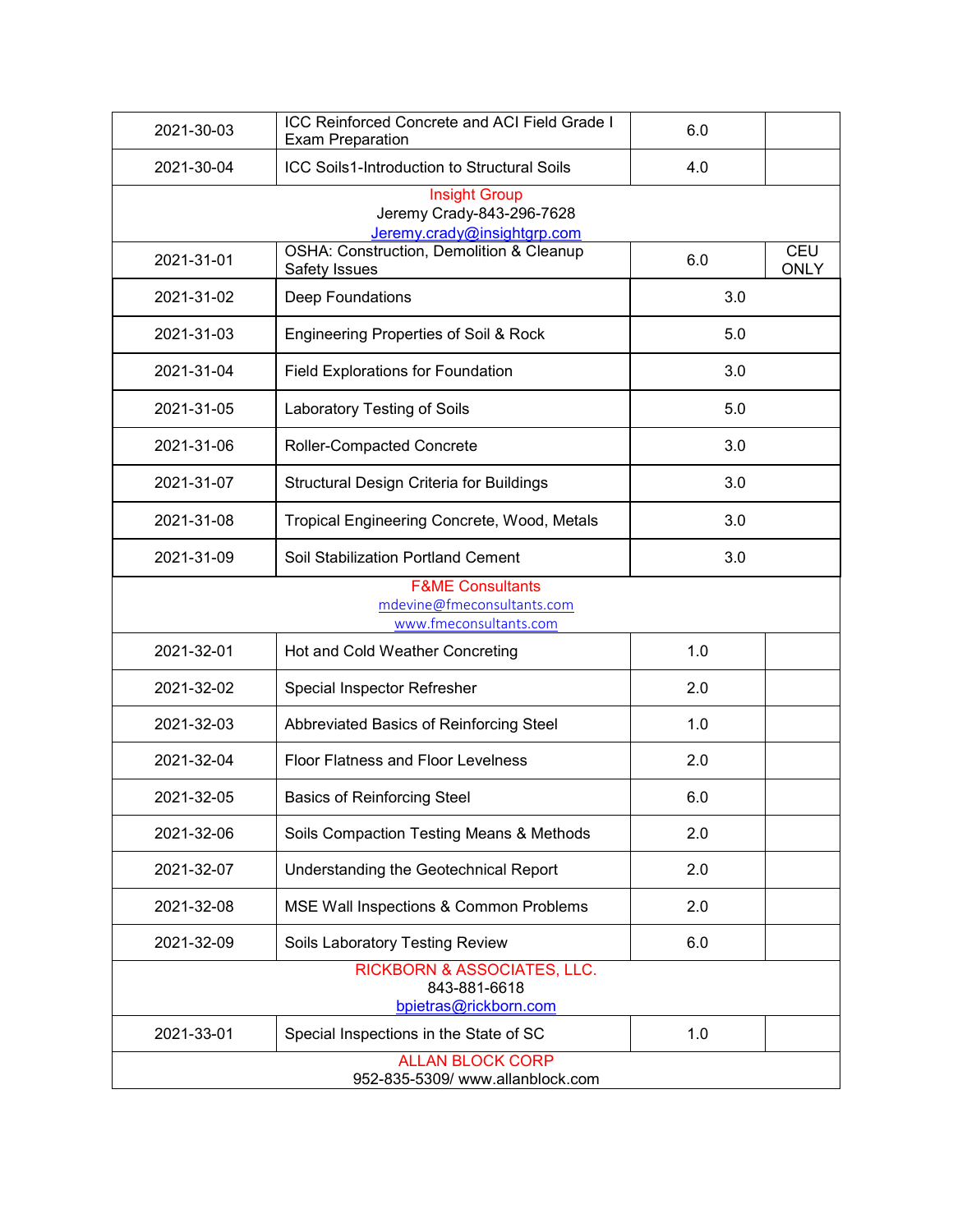| | | | |
|---|---|---|---|
| 2021-30-03 | ICC Reinforced Concrete and ACI Field Grade I Exam Preparation | 6.0 | |
| 2021-30-04 | ICC Soils1-Introduction to Structural Soils | 4.0 | |
| Insight Group<br>Jeremy Crady-843-296-7628<br>Jeremy.crady@insightgrp.com | | | |
| 2021-31-01 | OSHA: Construction, Demolition & Cleanup Safety Issues | 6.0 | CEU ONLY |
| 2021-31-02 | Deep Foundations | 3.0 | |
| 2021-31-03 | Engineering Properties of Soil & Rock | 5.0 | |
| 2021-31-04 | Field Explorations for Foundation | 3.0 | |
| 2021-31-05 | Laboratory Testing of Soils | 5.0 | |
| 2021-31-06 | Roller-Compacted Concrete | 3.0 | |
| 2021-31-07 | Structural Design Criteria for Buildings | 3.0 | |
| 2021-31-08 | Tropical Engineering Concrete, Wood, Metals | 3.0 | |
| 2021-31-09 | Soil Stabilization Portland Cement | 3.0 | |
| F&ME Consultants<br>mdevine@fmeconsultants.com<br>www.fmeconsultants.com | | | |
| 2021-32-01 | Hot and Cold Weather Concreting | 1.0 | |
| 2021-32-02 | Special Inspector Refresher | 2.0 | |
| 2021-32-03 | Abbreviated Basics of Reinforcing Steel | 1.0 | |
| 2021-32-04 | Floor Flatness and Floor Levelness | 2.0 | |
| 2021-32-05 | Basics of Reinforcing Steel | 6.0 | |
| 2021-32-06 | Soils Compaction Testing Means & Methods | 2.0 | |
| 2021-32-07 | Understanding the Geotechnical Report | 2.0 | |
| 2021-32-08 | MSE Wall Inspections & Common Problems | 2.0 | |
| 2021-32-09 | Soils Laboratory Testing Review | 6.0 | |
| RICKBORN & ASSOCIATES, LLC.<br>843-881-6618<br>bpietras@rickborn.com | | | |
| 2021-33-01 | Special Inspections in the State of SC | 1.0 | |
| ALLAN BLOCK CORP<br>952-835-5309/ www.allanblock.com | | | |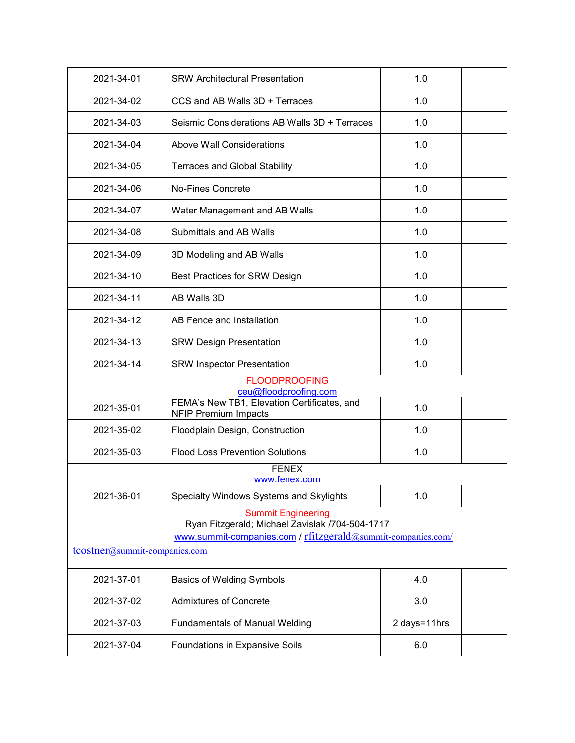| | | | |
|---|---|---|---|
| 2021-34-01 | SRW Architectural Presentation | 1.0 | |
| 2021-34-02 | CCS and AB Walls 3D + Terraces | 1.0 | |
| 2021-34-03 | Seismic Considerations AB Walls 3D + Terraces | 1.0 | |
| 2021-34-04 | Above Wall Considerations | 1.0 | |
| 2021-34-05 | Terraces and Global Stability | 1.0 | |
| 2021-34-06 | No-Fines Concrete | 1.0 | |
| 2021-34-07 | Water Management and AB Walls | 1.0 | |
| 2021-34-08 | Submittals and AB Walls | 1.0 | |
| 2021-34-09 | 3D Modeling and AB Walls | 1.0 | |
| 2021-34-10 | Best Practices for SRW Design | 1.0 | |
| 2021-34-11 | AB Walls 3D | 1.0 | |
| 2021-34-12 | AB Fence and Installation | 1.0 | |
| 2021-34-13 | SRW Design Presentation | 1.0 | |
| 2021-34-14 | SRW Inspector Presentation | 1.0 | |
| FLOODPROOFING<br>ceu@floodproofing.com | | | |
| 2021-35-01 | FEMA's New TB1, Elevation Certificates, and NFIP Premium Impacts | 1.0 | |
| 2021-35-02 | Floodplain Design, Construction | 1.0 | |
| 2021-35-03 | Flood Loss Prevention Solutions | 1.0 | |
| FENEX<br>www.fenex.com | | | |
| 2021-36-01 | Specialty Windows Systems and Skylights | 1.0 | |
| Summit Engineering<br>Ryan Fitzgerald; Michael Zavislak /704-504-1717<br>www.summit-companies.com / rfitzgerald@summit-companies.com/<br>tcostner@summit-companies.com | | | |
| 2021-37-01 | Basics of Welding Symbols | 4.0 | |
| 2021-37-02 | Admixtures of Concrete | 3.0 | |
| 2021-37-03 | Fundamentals of Manual Welding | 2 days=11hrs | |
| 2021-37-04 | Foundations in Expansive Soils | 6.0 | |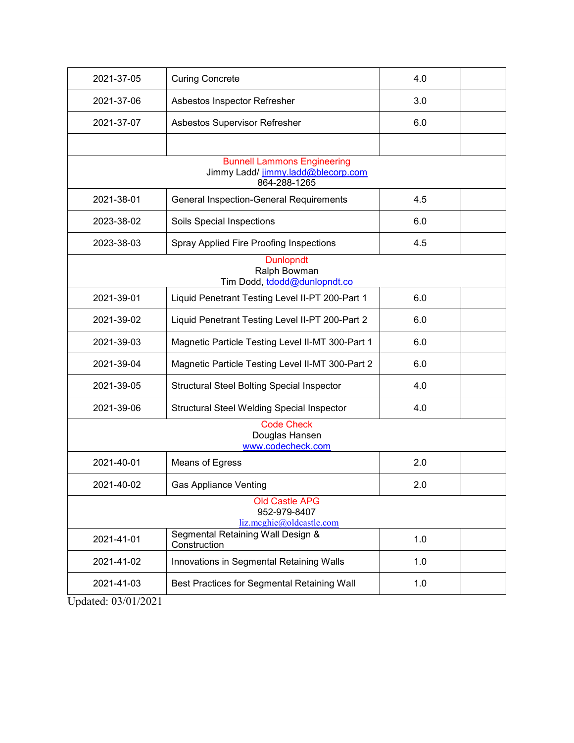| | | | |
|---|---|---|---|
| 2021-37-05 | Curing Concrete | 4.0 | |
| 2021-37-06 | Asbestos Inspector Refresher | 3.0 | |
| 2021-37-07 | Asbestos Supervisor Refresher | 6.0 | |
| | | | |
| Bunnell Lammons Engineering<br>Jimmy Ladd/ jimmy.ladd@blecorp.com<br>864-288-1265 | | | |
| 2021-38-01 | General Inspection-General Requirements | 4.5 | |
| 2023-38-02 | Soils Special Inspections | 6.0 | |
| 2023-38-03 | Spray Applied Fire Proofing Inspections | 4.5 | |
| Dunlopndt<br>Ralph Bowman<br>Tim Dodd, tdodd@dunlopndt.co | | | |
| 2021-39-01 | Liquid Penetrant Testing Level II-PT 200-Part 1 | 6.0 | |
| 2021-39-02 | Liquid Penetrant Testing Level II-PT 200-Part 2 | 6.0 | |
| 2021-39-03 | Magnetic Particle Testing Level II-MT 300-Part 1 | 6.0 | |
| 2021-39-04 | Magnetic Particle Testing Level II-MT 300-Part 2 | 6.0 | |
| 2021-39-05 | Structural Steel Bolting Special Inspector | 4.0 | |
| 2021-39-06 | Structural Steel Welding Special Inspector | 4.0 | |
| Code Check<br>Douglas Hansen<br>www.codecheck.com | | | |
| 2021-40-01 | Means of Egress | 2.0 | |
| 2021-40-02 | Gas Appliance Venting | 2.0 | |
| Old Castle APG<br>952-979-8407<br>liz.mcghie@oldcastle.com | | | |
| 2021-41-01 | Segmental Retaining Wall Design & Construction | 1.0 | |
| 2021-41-02 | Innovations in Segmental Retaining Walls | 1.0 | |
| 2021-41-03 | Best Practices for Segmental Retaining Wall | 1.0 | |

Updated: 03/01/2021